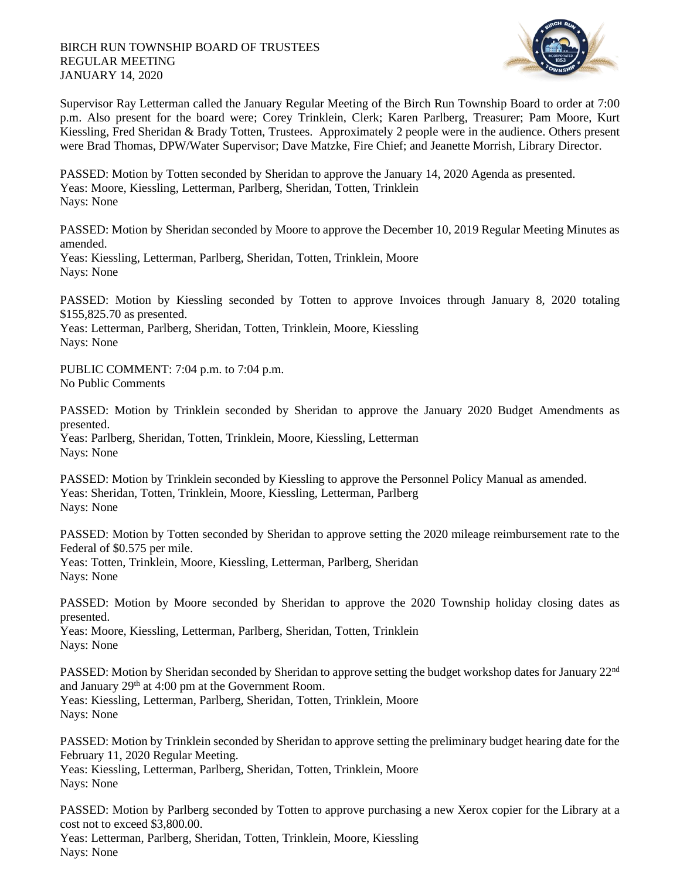BIRCH RUN TOWNSHIP BOARD OF TRUSTEES
REGULAR MEETING
JANUARY 14, 2020

Supervisor Ray Letterman called the January Regular Meeting of the Birch Run Township Board to order at 7:00 p.m. Also present for the board were; Corey Trinklein, Clerk; Karen Parlberg, Treasurer; Pam Moore, Kurt Kiessling, Fred Sheridan & Brady Totten, Trustees. Approximately 2 people were in the audience. Others present were Brad Thomas, DPW/Water Supervisor; Dave Matzke, Fire Chief; and Jeanette Morrish, Library Director.

PASSED: Motion by Totten seconded by Sheridan to approve the January 14, 2020 Agenda as presented.
Yeas: Moore, Kiessling, Letterman, Parlberg, Sheridan, Totten, Trinklein
Nays: None

PASSED: Motion by Sheridan seconded by Moore to approve the December 10, 2019 Regular Meeting Minutes as amended.
Yeas: Kiessling, Letterman, Parlberg, Sheridan, Totten, Trinklein, Moore
Nays: None

PASSED: Motion by Kiessling seconded by Totten to approve Invoices through January 8, 2020 totaling $155,825.70 as presented.
Yeas: Letterman, Parlberg, Sheridan, Totten, Trinklein, Moore, Kiessling
Nays: None

PUBLIC COMMENT: 7:04 p.m. to 7:04 p.m.
No Public Comments

PASSED: Motion by Trinklein seconded by Sheridan to approve the January 2020 Budget Amendments as presented.
Yeas: Parlberg, Sheridan, Totten, Trinklein, Moore, Kiessling, Letterman
Nays: None

PASSED: Motion by Trinklein seconded by Kiessling to approve the Personnel Policy Manual as amended.
Yeas: Sheridan, Totten, Trinklein, Moore, Kiessling, Letterman, Parlberg
Nays: None

PASSED: Motion by Totten seconded by Sheridan to approve setting the 2020 mileage reimbursement rate to the Federal of $0.575 per mile.
Yeas: Totten, Trinklein, Moore, Kiessling, Letterman, Parlberg, Sheridan
Nays: None

PASSED: Motion by Moore seconded by Sheridan to approve the 2020 Township holiday closing dates as presented.
Yeas: Moore, Kiessling, Letterman, Parlberg, Sheridan, Totten, Trinklein
Nays: None

PASSED: Motion by Sheridan seconded by Sheridan to approve setting the budget workshop dates for January 22nd and January 29th at 4:00 pm at the Government Room.
Yeas: Kiessling, Letterman, Parlberg, Sheridan, Totten, Trinklein, Moore
Nays: None

PASSED: Motion by Trinklein seconded by Sheridan to approve setting the preliminary budget hearing date for the February 11, 2020 Regular Meeting.
Yeas: Kiessling, Letterman, Parlberg, Sheridan, Totten, Trinklein, Moore
Nays: None

PASSED: Motion by Parlberg seconded by Totten to approve purchasing a new Xerox copier for the Library at a cost not to exceed $3,800.00.
Yeas: Letterman, Parlberg, Sheridan, Totten, Trinklein, Moore, Kiessling
Nays: None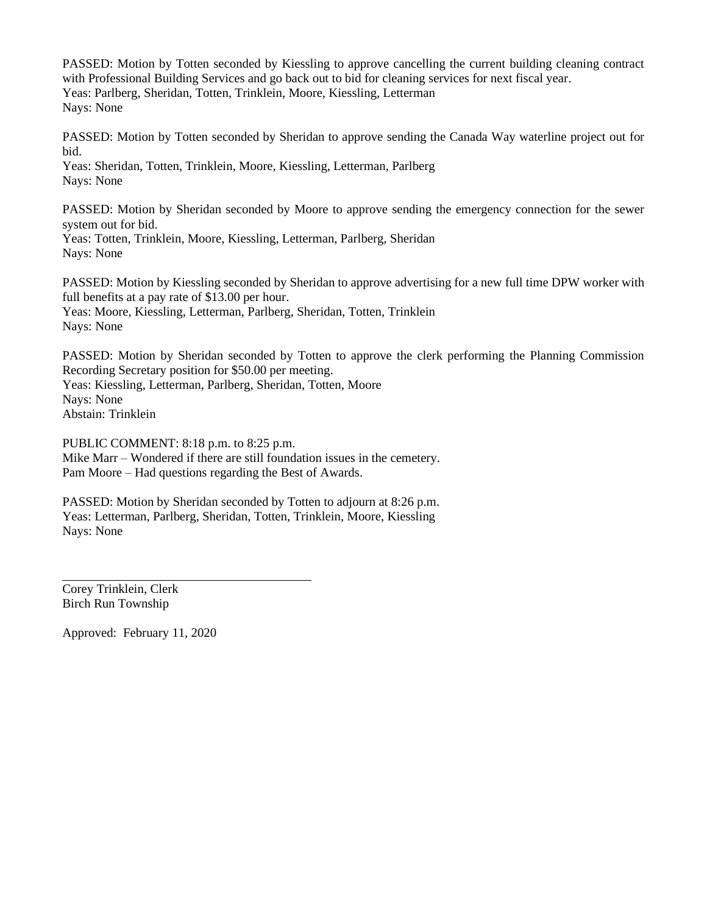PASSED: Motion by Totten seconded by Kiessling to approve cancelling the current building cleaning contract with Professional Building Services and go back out to bid for cleaning services for next fiscal year.
Yeas: Parlberg, Sheridan, Totten, Trinklein, Moore, Kiessling, Letterman
Nays: None

PASSED: Motion by Totten seconded by Sheridan to approve sending the Canada Way waterline project out for bid.
Yeas: Sheridan, Totten, Trinklein, Moore, Kiessling, Letterman, Parlberg
Nays: None

PASSED: Motion by Sheridan seconded by Moore to approve sending the emergency connection for the sewer system out for bid.
Yeas: Totten, Trinklein, Moore, Kiessling, Letterman, Parlberg, Sheridan
Nays: None

PASSED: Motion by Kiessling seconded by Sheridan to approve advertising for a new full time DPW worker with full benefits at a pay rate of $13.00 per hour.
Yeas: Moore, Kiessling, Letterman, Parlberg, Sheridan, Totten, Trinklein
Nays: None

PASSED: Motion by Sheridan seconded by Totten to approve the clerk performing the Planning Commission Recording Secretary position for $50.00 per meeting.
Yeas: Kiessling, Letterman, Parlberg, Sheridan, Totten, Moore
Nays: None
Abstain: Trinklein

PUBLIC COMMENT: 8:18 p.m. to 8:25 p.m.
Mike Marr – Wondered if there are still foundation issues in the cemetery.
Pam Moore – Had questions regarding the Best of Awards.

PASSED: Motion by Sheridan seconded by Totten to adjourn at 8:26 p.m.
Yeas: Letterman, Parlberg, Sheridan, Totten, Trinklein, Moore, Kiessling
Nays: None

Corey Trinklein, Clerk
Birch Run Township

Approved: February 11, 2020